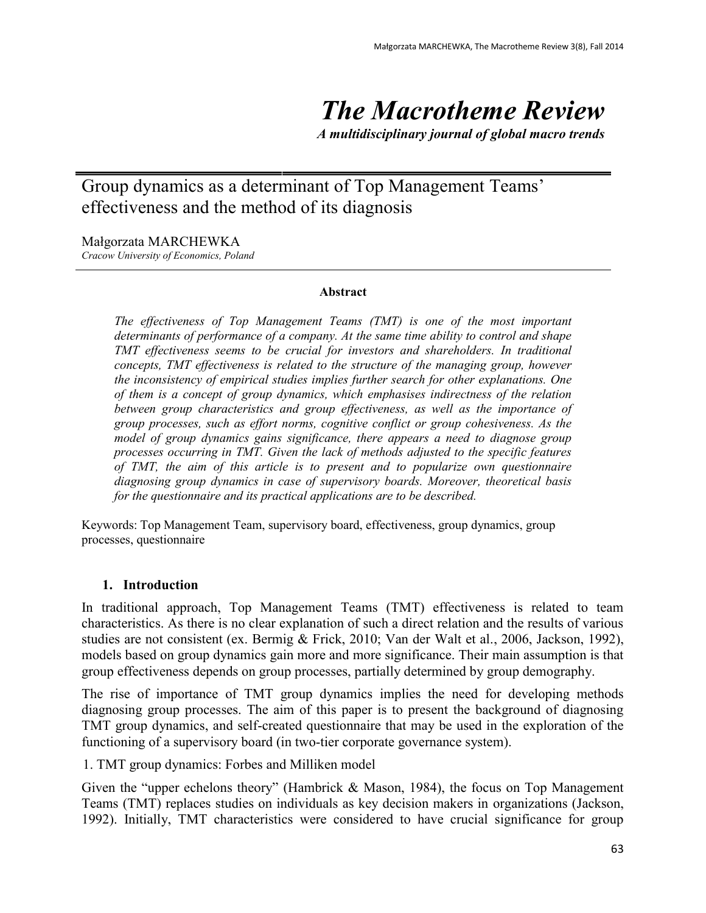# *The Macrotheme Review*

***A multidisciplinary journal of global macro trends***

## Group dynamics as a determinant of Top Management Teams' effectiveness and the method of its diagnosis

Małgorzata MARCHEWKA

*Cracow University of Economics, Poland*

**Abstract**

*The effectiveness of Top Management Teams (TMT) is one of the most important determinants of performance of a company. At the same time ability to control and shape TMT effectiveness seems to be crucial for investors and shareholders. In traditional concepts, TMT effectiveness is related to the structure of the managing group, however the inconsistency of empirical studies implies further search for other explanations. One of them is a concept of group dynamics, which emphasises indirectness of the relation between group characteristics and group effectiveness, as well as the importance of group processes, such as effort norms, cognitive conflict or group cohesiveness. As the model of group dynamics gains significance, there appears a need to diagnose group processes occurring in TMT. Given the lack of methods adjusted to the specific features of TMT, the aim of this article is to present and to popularize own questionnaire diagnosing group dynamics in case of supervisory boards. Moreover, theoretical basis for the questionnaire and its practical applications are to be described.*

Keywords: Top Management Team, supervisory board, effectiveness, group dynamics, group processes, questionnaire

### 1. Introduction

In traditional approach, Top Management Teams (TMT) effectiveness is related to team characteristics. As there is no clear explanation of such a direct relation and the results of various studies are not consistent (ex. Bermig & Frick, 2010; Van der Walt et al., 2006, Jackson, 1992), models based on group dynamics gain more and more significance. Their main assumption is that group effectiveness depends on group processes, partially determined by group demography.

The rise of importance of TMT group dynamics implies the need for developing methods diagnosing group processes. The aim of this paper is to present the background of diagnosing TMT group dynamics, and self-created questionnaire that may be used in the exploration of the functioning of a supervisory board (in two-tier corporate governance system).

1. TMT group dynamics: Forbes and Milliken model

Given the "upper echelons theory" (Hambrick & Mason, 1984), the focus on Top Management Teams (TMT) replaces studies on individuals as key decision makers in organizations (Jackson, 1992). Initially, TMT characteristics were considered to have crucial significance for group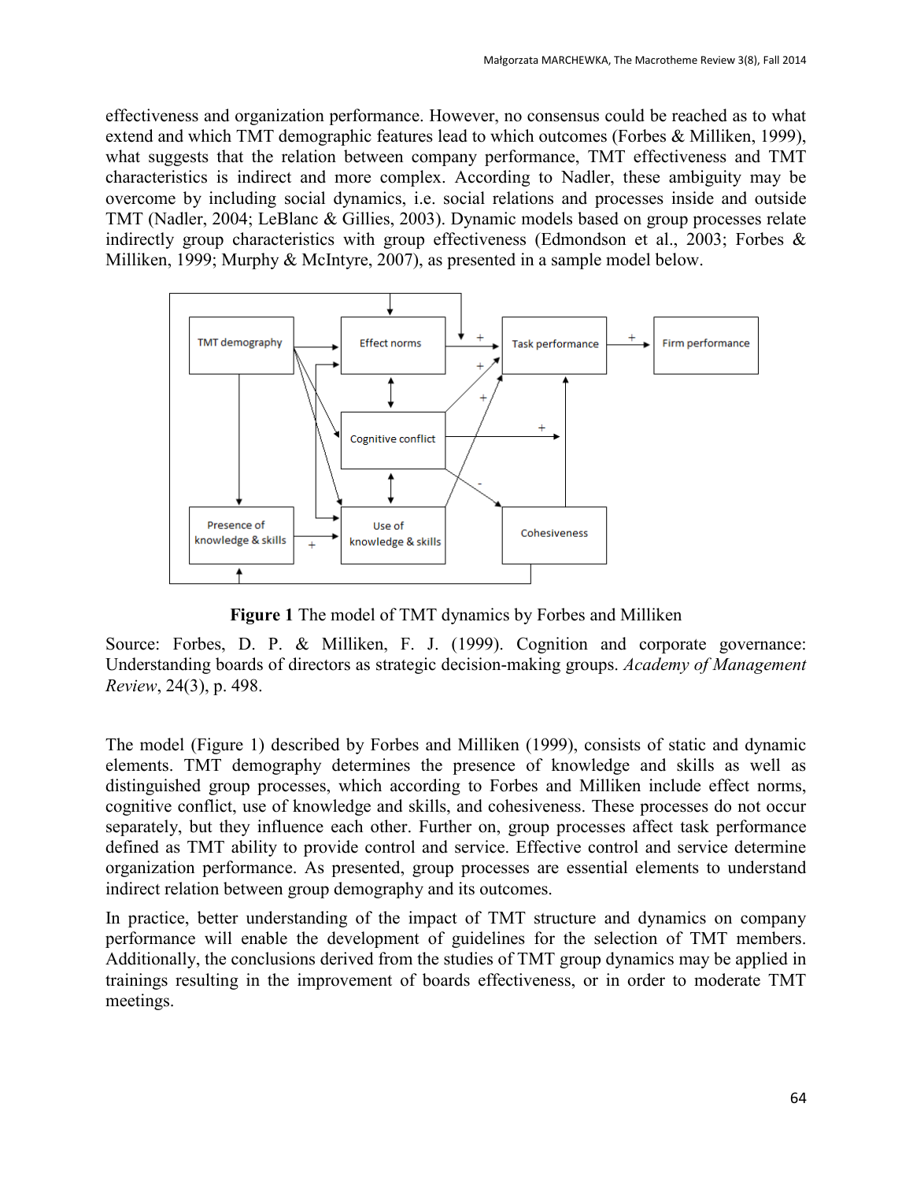effectiveness and organization performance. However, no consensus could be reached as to what extend and which TMT demographic features lead to which outcomes (Forbes & Milliken, 1999), what suggests that the relation between company performance, TMT effectiveness and TMT characteristics is indirect and more complex. According to Nadler, these ambiguity may be overcome by including social dynamics, i.e. social relations and processes inside and outside TMT (Nadler, 2004; LeBlanc & Gillies, 2003). Dynamic models based on group processes relate indirectly group characteristics with group effectiveness (Edmondson et al., 2003; Forbes & Milliken, 1999; Murphy & McIntyre, 2007), as presented in a sample model below.

**Figure 1** The model of TMT dynamics by Forbes and Milliken

Source: Forbes, D. P. & Milliken, F. J. (1999). Cognition and corporate governance: Understanding boards of directors as strategic decision-making groups. *Academy of Management Review*, 24(3), p. 498.

The model (Figure 1) described by Forbes and Milliken (1999), consists of static and dynamic elements. TMT demography determines the presence of knowledge and skills as well as distinguished group processes, which according to Forbes and Milliken include effect norms, cognitive conflict, use of knowledge and skills, and cohesiveness. These processes do not occur separately, but they influence each other. Further on, group processes affect task performance defined as TMT ability to provide control and service. Effective control and service determine organization performance. As presented, group processes are essential elements to understand indirect relation between group demography and its outcomes.

In practice, better understanding of the impact of TMT structure and dynamics on company performance will enable the development of guidelines for the selection of TMT members. Additionally, the conclusions derived from the studies of TMT group dynamics may be applied in trainings resulting in the improvement of boards effectiveness, or in order to moderate TMT meetings.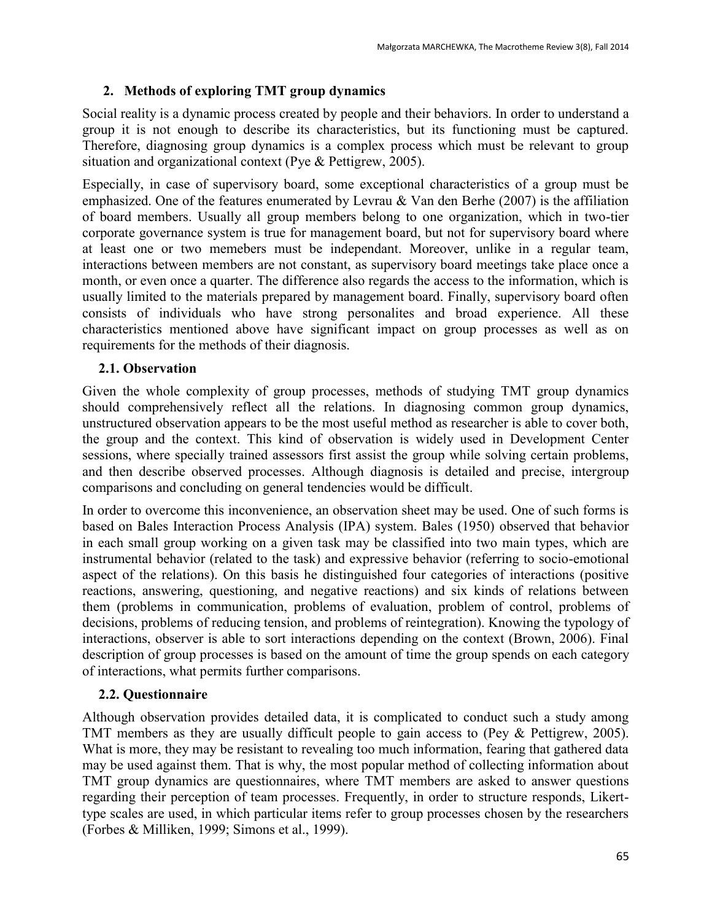## 2. Methods of exploring TMT group dynamics

Social reality is a dynamic process created by people and their behaviors. In order to understand a group it is not enough to describe its characteristics, but its functioning must be captured. Therefore, diagnosing group dynamics is a complex process which must be relevant to group situation and organizational context (Pye & Pettigrew, 2005).

Especially, in case of supervisory board, some exceptional characteristics of a group must be emphasized. One of the features enumerated by Levrau & Van den Berhe (2007) is the affiliation of board members. Usually all group members belong to one organization, which in two-tier corporate governance system is true for management board, but not for supervisory board where at least one or two memebers must be independant. Moreover, unlike in a regular team, interactions between members are not constant, as supervisory board meetings take place once a month, or even once a quarter. The difference also regards the access to the information, which is usually limited to the materials prepared by management board. Finally, supervisory board often consists of individuals who have strong personalites and broad experience. All these characteristics mentioned above have significant impact on group processes as well as on requirements for the methods of their diagnosis.

### 2.1. Observation

Given the whole complexity of group processes, methods of studying TMT group dynamics should comprehensively reflect all the relations. In diagnosing common group dynamics, unstructured observation appears to be the most useful method as researcher is able to cover both, the group and the context. This kind of observation is widely used in Development Center sessions, where specially trained assessors first assist the group while solving certain problems, and then describe observed processes. Although diagnosis is detailed and precise, intergroup comparisons and concluding on general tendencies would be difficult.

In order to overcome this inconvenience, an observation sheet may be used. One of such forms is based on Bales Interaction Process Analysis (IPA) system. Bales (1950) observed that behavior in each small group working on a given task may be classified into two main types, which are instrumental behavior (related to the task) and expressive behavior (referring to socio-emotional aspect of the relations). On this basis he distinguished four categories of interactions (positive reactions, answering, questioning, and negative reactions) and six kinds of relations between them (problems in communication, problems of evaluation, problem of control, problems of decisions, problems of reducing tension, and problems of reintegration). Knowing the typology of interactions, observer is able to sort interactions depending on the context (Brown, 2006). Final description of group processes is based on the amount of time the group spends on each category of interactions, what permits further comparisons.

### 2.2. Questionnaire

Although observation provides detailed data, it is complicated to conduct such a study among TMT members as they are usually difficult people to gain access to (Pey & Pettigrew, 2005). What is more, they may be resistant to revealing too much information, fearing that gathered data may be used against them. That is why, the most popular method of collecting information about TMT group dynamics are questionnaires, where TMT members are asked to answer questions regarding their perception of team processes. Frequently, in order to structure responds, Likert-type scales are used, in which particular items refer to group processes chosen by the researchers (Forbes & Milliken, 1999; Simons et al., 1999).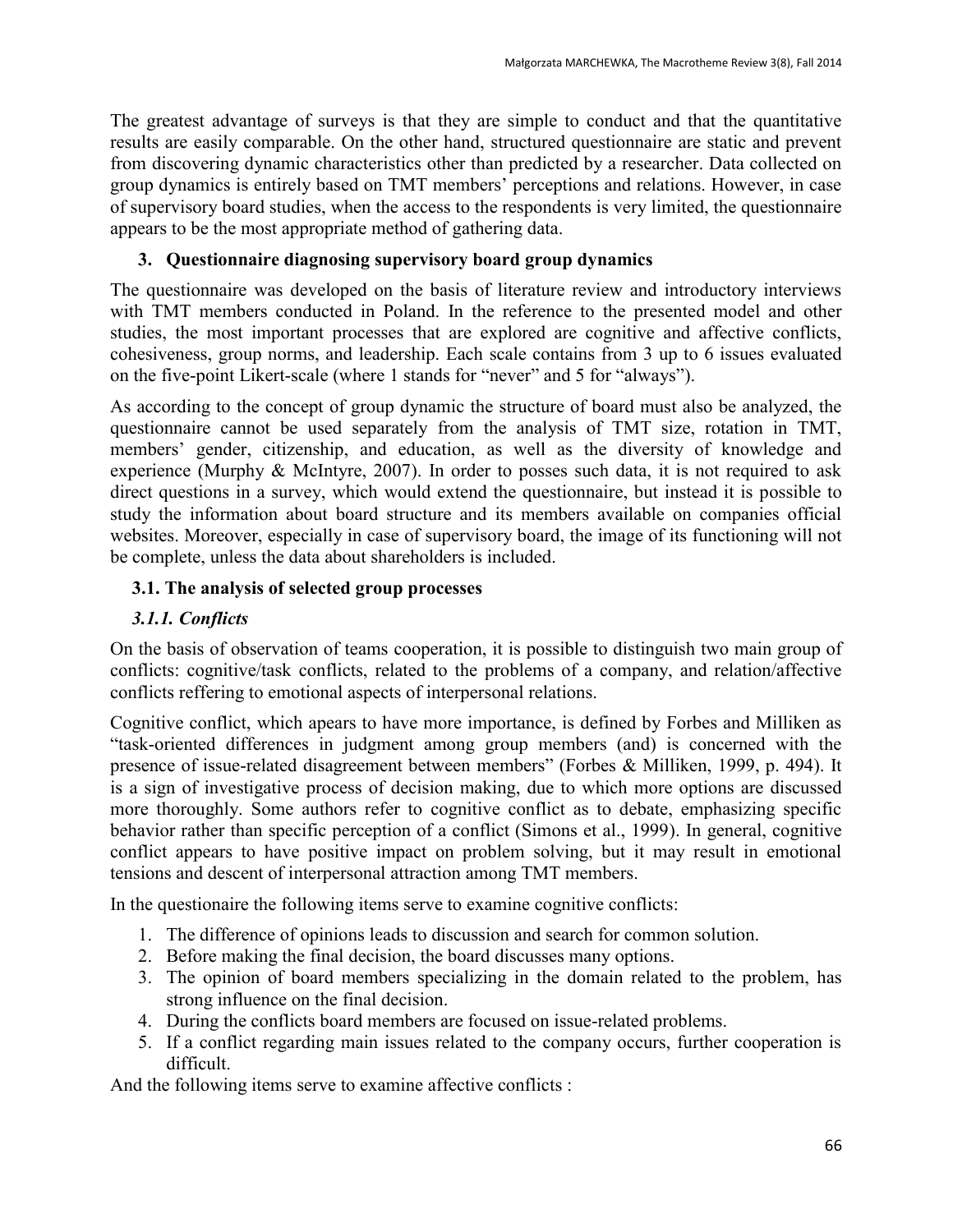The greatest advantage of surveys is that they are simple to conduct and that the quantitative results are easily comparable. On the other hand, structured questionnaire are static and prevent from discovering dynamic characteristics other than predicted by a researcher. Data collected on group dynamics is entirely based on TMT members' perceptions and relations. However, in case of supervisory board studies, when the access to the respondents is very limited, the questionnaire appears to be the most appropriate method of gathering data.

## 3. Questionnaire diagnosing supervisory board group dynamics

The questionnaire was developed on the basis of literature review and introductory interviews with TMT members conducted in Poland. In the reference to the presented model and other studies, the most important processes that are explored are cognitive and affective conflicts, cohesiveness, group norms, and leadership. Each scale contains from 3 up to 6 issues evaluated on the five-point Likert-scale (where 1 stands for "never" and 5 for "always").

As according to the concept of group dynamic the structure of board must also be analyzed, the questionnaire cannot be used separately from the analysis of TMT size, rotation in TMT, members' gender, citizenship, and education, as well as the diversity of knowledge and experience (Murphy & McIntyre, 2007). In order to posses such data, it is not required to ask direct questions in a survey, which would extend the questionnaire, but instead it is possible to study the information about board structure and its members available on companies official websites. Moreover, especially in case of supervisory board, the image of its functioning will not be complete, unless the data about shareholders is included.

### 3.1. The analysis of selected group processes

#### *3.1.1. Conflicts*

On the basis of observation of teams cooperation, it is possible to distinguish two main group of conflicts: cognitive/task conflicts, related to the problems of a company, and relation/affective conflicts reffering to emotional aspects of interpersonal relations.

Cognitive conflict, which apears to have more importance, is defined by Forbes and Milliken as "task-oriented differences in judgment among group members (and) is concerned with the presence of issue-related disagreement between members" (Forbes & Milliken, 1999, p. 494). It is a sign of investigative process of decision making, due to which more options are discussed more thoroughly. Some authors refer to cognitive conflict as to debate, emphasizing specific behavior rather than specific perception of a conflict (Simons et al., 1999). In general, cognitive conflict appears to have positive impact on problem solving, but it may result in emotional tensions and descent of interpersonal attraction among TMT members.

In the questionaire the following items serve to examine cognitive conflicts:

1. The difference of opinions leads to discussion and search for common solution.
2. Before making the final decision, the board discusses many options.
3. The opinion of board members specializing in the domain related to the problem, has strong influence on the final decision.
4. During the conflicts board members are focused on issue-related problems.
5. If a conflict regarding main issues related to the company occurs, further cooperation is difficult.

And the following items serve to examine affective conflicts :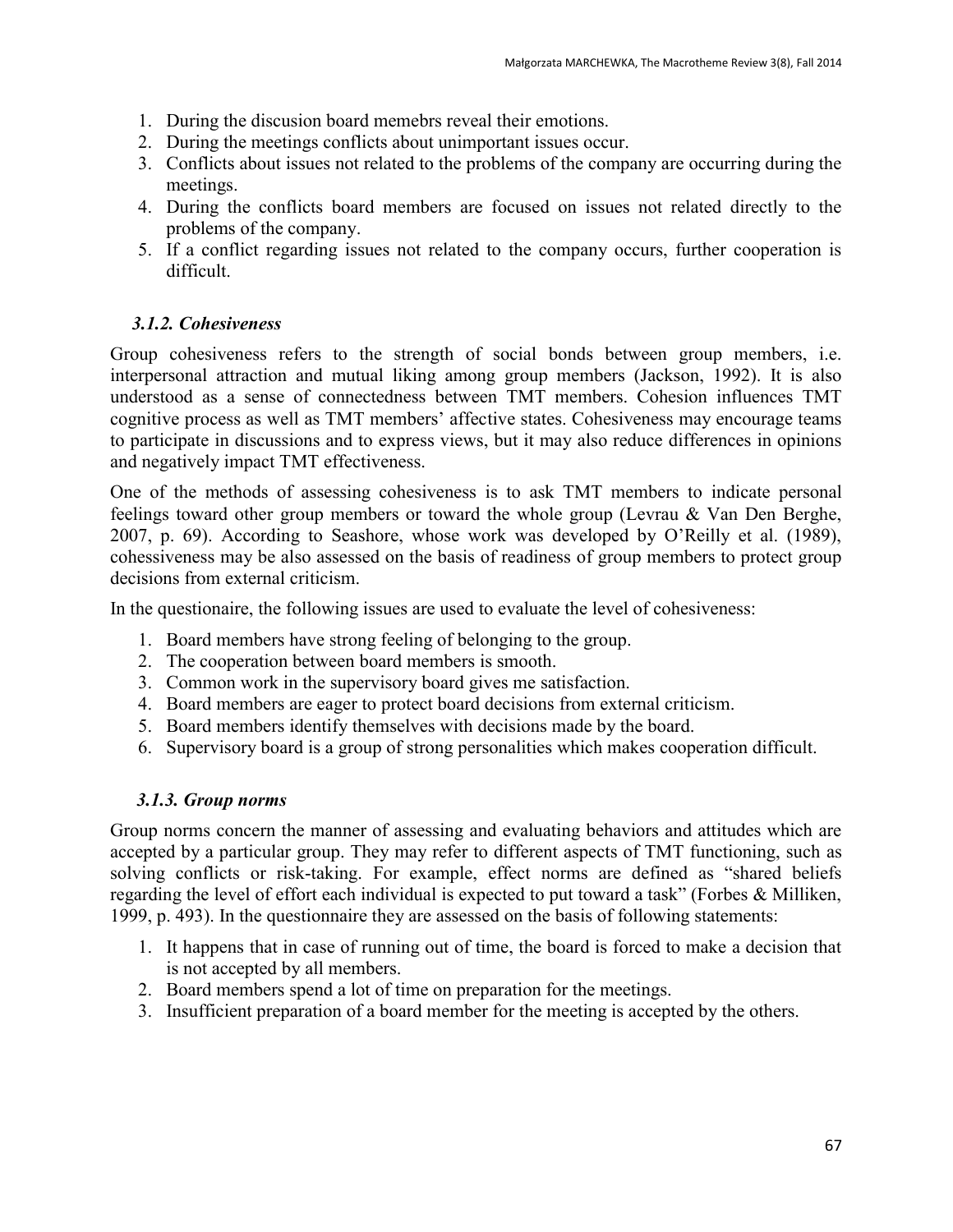1. During the discusion board memebrs reveal their emotions.
2. During the meetings conflicts about unimportant issues occur.
3. Conflicts about issues not related to the problems of the company are occurring during the meetings.
4. During the conflicts board members are focused on issues not related directly to the problems of the company.
5. If a conflict regarding issues not related to the company occurs, further cooperation is difficult.

### *3.1.2. Cohesiveness*

Group cohesiveness refers to the strength of social bonds between group members, i.e. interpersonal attraction and mutual liking among group members (Jackson, 1992). It is also understood as a sense of connectedness between TMT members. Cohesion influences TMT cognitive process as well as TMT members' affective states. Cohesiveness may encourage teams to participate in discussions and to express views, but it may also reduce differences in opinions and negatively impact TMT effectiveness.

One of the methods of assessing cohesiveness is to ask TMT members to indicate personal feelings toward other group members or toward the whole group (Levrau & Van Den Berghe, 2007, p. 69). According to Seashore, whose work was developed by O'Reilly et al. (1989), cohessiveness may be also assessed on the basis of readiness of group members to protect group decisions from external criticism.

In the questionaire, the following issues are used to evaluate the level of cohesiveness:

1. Board members have strong feeling of belonging to the group.
2. The cooperation between board members is smooth.
3. Common work in the supervisory board gives me satisfaction.
4. Board members are eager to protect board decisions from external criticism.
5. Board members identify themselves with decisions made by the board.
6. Supervisory board is a group of strong personalities which makes cooperation difficult.

### *3.1.3. Group norms*

Group norms concern the manner of assessing and evaluating behaviors and attitudes which are accepted by a particular group. They may refer to different aspects of TMT functioning, such as solving conflicts or risk-taking. For example, effect norms are defined as "shared beliefs regarding the level of effort each individual is expected to put toward a task" (Forbes & Milliken, 1999, p. 493). In the questionnaire they are assessed on the basis of following statements:

1. It happens that in case of running out of time, the board is forced to make a decision that is not accepted by all members.
2. Board members spend a lot of time on preparation for the meetings.
3. Insufficient preparation of a board member for the meeting is accepted by the others.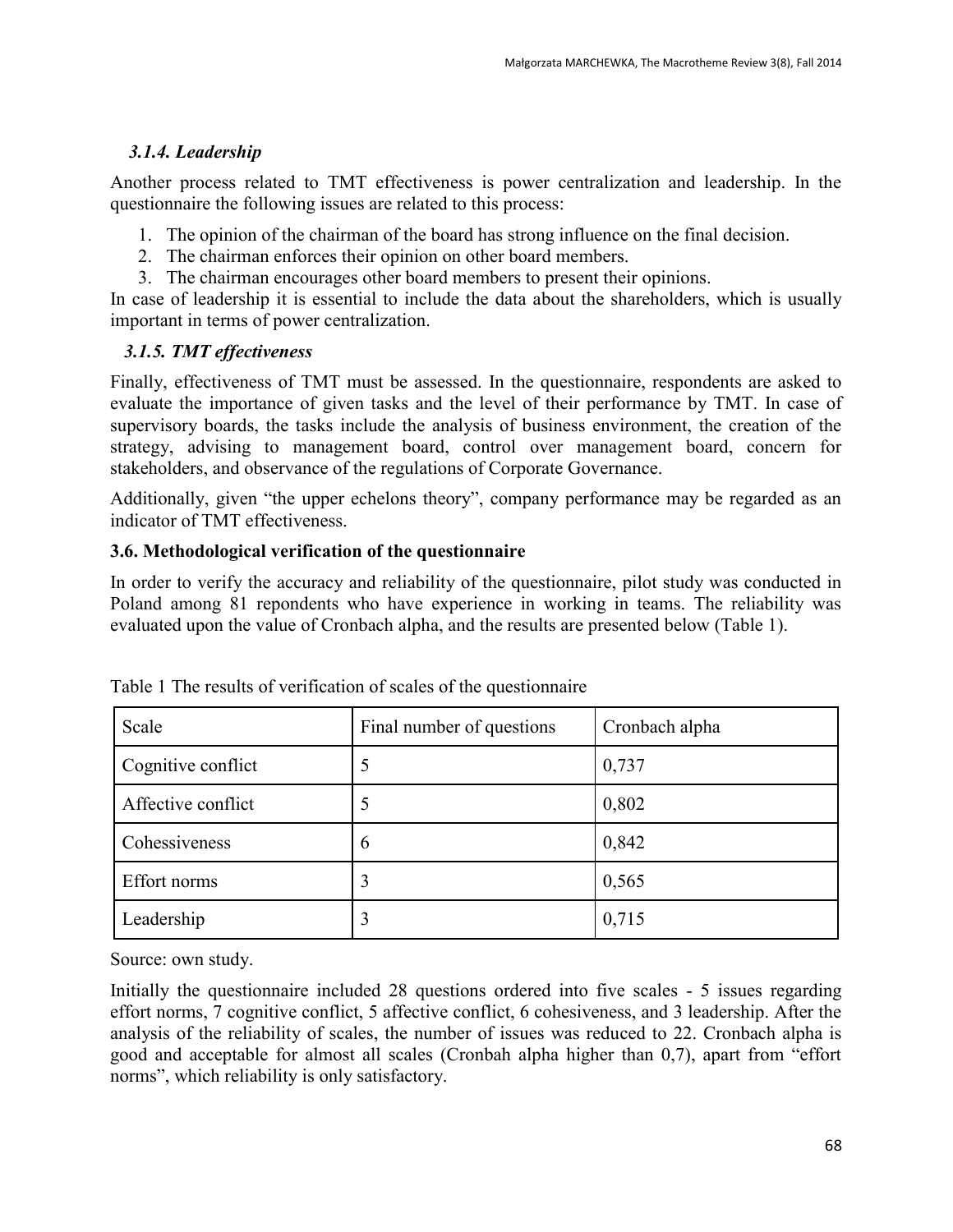### *3.1.4. Leadership*

Another process related to TMT effectiveness is power centralization and leadership. In the questionnaire the following issues are related to this process:

1. The opinion of the chairman of the board has strong influence on the final decision.
2. The chairman enforces their opinion on other board members.
3. The chairman encourages other board members to present their opinions.

In case of leadership it is essential to include the data about the shareholders, which is usually important in terms of power centralization.

### *3.1.5. TMT effectiveness*

Finally, effectiveness of TMT must be assessed. In the questionnaire, respondents are asked to evaluate the importance of given tasks and the level of their performance by TMT. In case of supervisory boards, the tasks include the analysis of business environment, the creation of the strategy, advising to management board, control over management board, concern for stakeholders, and observance of the regulations of Corporate Governance.

Additionally, given "the upper echelons theory", company performance may be regarded as an indicator of TMT effectiveness.

### 3.6. Methodological verification of the questionnaire

In order to verify the accuracy and reliability of the questionnaire, pilot study was conducted in Poland among 81 repondents who have experience in working in teams. The reliability was evaluated upon the value of Cronbach alpha, and the results are presented below (Table 1).

Table 1 The results of verification of scales of the questionnaire

| Scale | Final number of questions | Cronbach alpha |
|---|---|---|
| Cognitive conflict | 5 | 0,737 |
| Affective conflict | 5 | 0,802 |
| Cohessiveness | 6 | 0,842 |
| Effort norms | 3 | 0,565 |
| Leadership | 3 | 0,715 |

Source: own study.

Initially the questionnaire included 28 questions ordered into five scales - 5 issues regarding effort norms, 7 cognitive conflict, 5 affective conflict, 6 cohesiveness, and 3 leadership. After the analysis of the reliability of scales, the number of issues was reduced to 22. Cronbach alpha is good and acceptable for almost all scales (Cronbah alpha higher than 0,7), apart from "effort norms", which reliability is only satisfactory.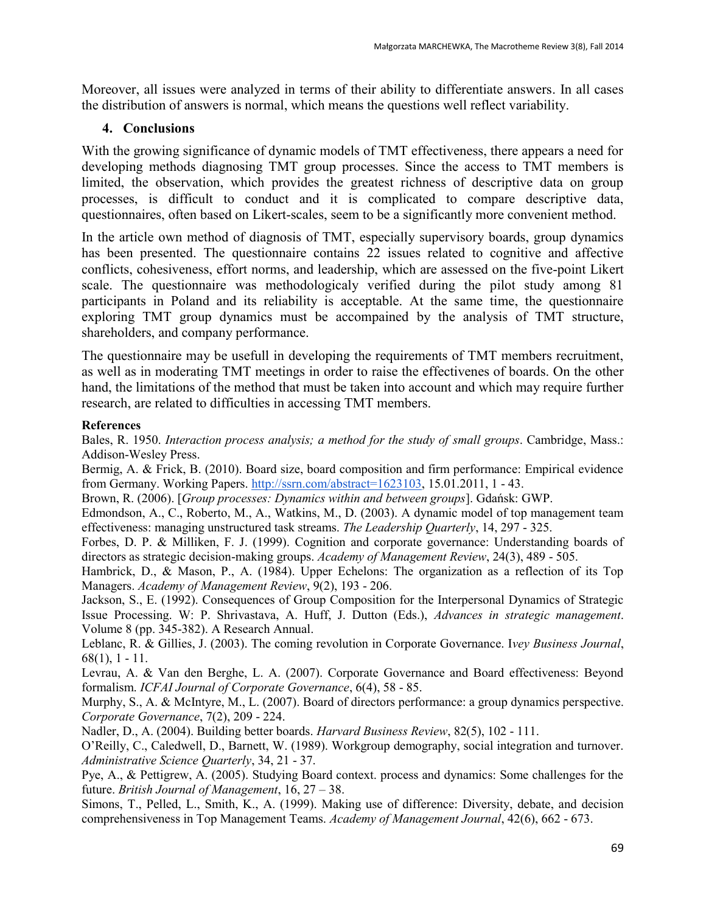Moreover, all issues were analyzed in terms of their ability to differentiate answers. In all cases the distribution of answers is normal, which means the questions well reflect variability.

## 4. Conclusions

With the growing significance of dynamic models of TMT effectiveness, there appears a need for developing methods diagnosing TMT group processes. Since the access to TMT members is limited, the observation, which provides the greatest richness of descriptive data on group processes, is difficult to conduct and it is complicated to compare descriptive data, questionnaires, often based on Likert-scales, seem to be a significantly more convenient method.

In the article own method of diagnosis of TMT, especially supervisory boards, group dynamics has been presented. The questionnaire contains 22 issues related to cognitive and affective conflicts, cohesiveness, effort norms, and leadership, which are assessed on the five-point Likert scale. The questionnaire was methodologicaly verified during the pilot study among 81 participants in Poland and its reliability is acceptable. At the same time, the questionnaire exploring TMT group dynamics must be accompained by the analysis of TMT structure, shareholders, and company performance.

The questionnaire may be usefull in developing the requirements of TMT members recruitment, as well as in moderating TMT meetings in order to raise the effectivenes of boards. On the other hand, the limitations of the method that must be taken into account and which may require further research, are related to difficulties in accessing TMT members.

**References**

Bales, R. 1950. *Interaction process analysis; a method for the study of small groups*. Cambridge, Mass.: Addison-Wesley Press.

Bermig, A. & Frick, B. (2010). Board size, board composition and firm performance: Empirical evidence from Germany. Working Papers. http://ssrn.com/abstract=1623103, 15.01.2011, 1 - 43.

Brown, R. (2006). [*Group processes: Dynamics within and between groups*]. Gdańsk: GWP.

Edmondson, A., C., Roberto, M., A., Watkins, M., D. (2003). A dynamic model of top management team effectiveness: managing unstructured task streams. *The Leadership Quarterly*, 14, 297 - 325.

Forbes, D. P. & Milliken, F. J. (1999). Cognition and corporate governance: Understanding boards of directors as strategic decision-making groups. *Academy of Management Review*, 24(3), 489 - 505.

Hambrick, D., & Mason, P., A. (1984). Upper Echelons: The organization as a reflection of its Top Managers. *Academy of Management Review*, 9(2), 193 - 206.

Jackson, S., E. (1992). Consequences of Group Composition for the Interpersonal Dynamics of Strategic Issue Processing. W: P. Shrivastava, A. Huff, J. Dutton (Eds.), *Advances in strategic management*. Volume 8 (pp. 345-382). A Research Annual.

Leblanc, R. & Gillies, J. (2003). The coming revolution in Corporate Governance. I*vey Business Journal*, 68(1), 1 - 11.

Levrau, A. & Van den Berghe, L. A. (2007). Corporate Governance and Board effectiveness: Beyond formalism. *ICFAI Journal of Corporate Governance*, 6(4), 58 - 85.

Murphy, S., A. & McIntyre, M., L. (2007). Board of directors performance: a group dynamics perspective. *Corporate Governance*, 7(2), 209 - 224.

Nadler, D., A. (2004). Building better boards. *Harvard Business Review*, 82(5), 102 - 111.

O'Reilly, C., Caledwell, D., Barnett, W. (1989). Workgroup demography, social integration and turnover. *Administrative Science Quarterly*, 34, 21 - 37.

Pye, A., & Pettigrew, A. (2005). Studying Board context. process and dynamics: Some challenges for the future. *British Journal of Management*, 16, 27 – 38.

Simons, T., Pelled, L., Smith, K., A. (1999). Making use of difference: Diversity, debate, and decision comprehensiveness in Top Management Teams. *Academy of Management Journal*, 42(6), 662 - 673.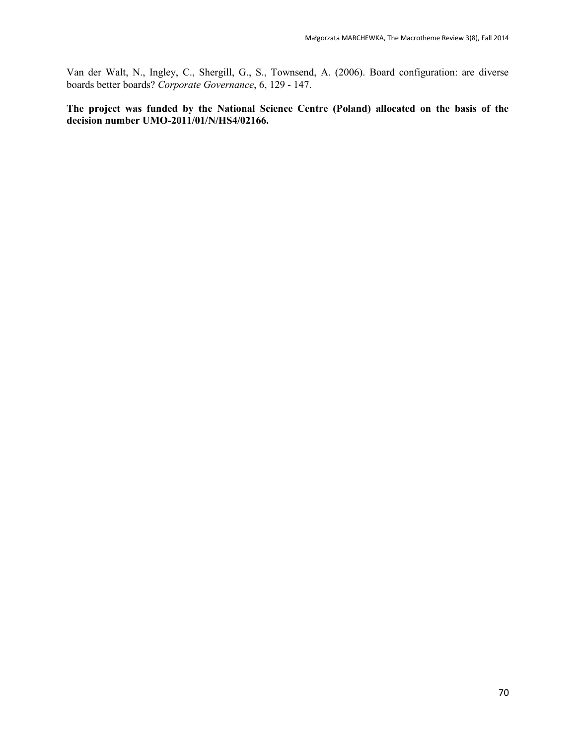Van der Walt, N., Ingley, C., Shergill, G., S., Townsend, A. (2006). Board configuration: are diverse boards better boards? *Corporate Governance*, 6, 129 - 147.

**The project was funded by the National Science Centre (Poland) allocated on the basis of the decision number UMO-2011/01/N/HS4/02166.**